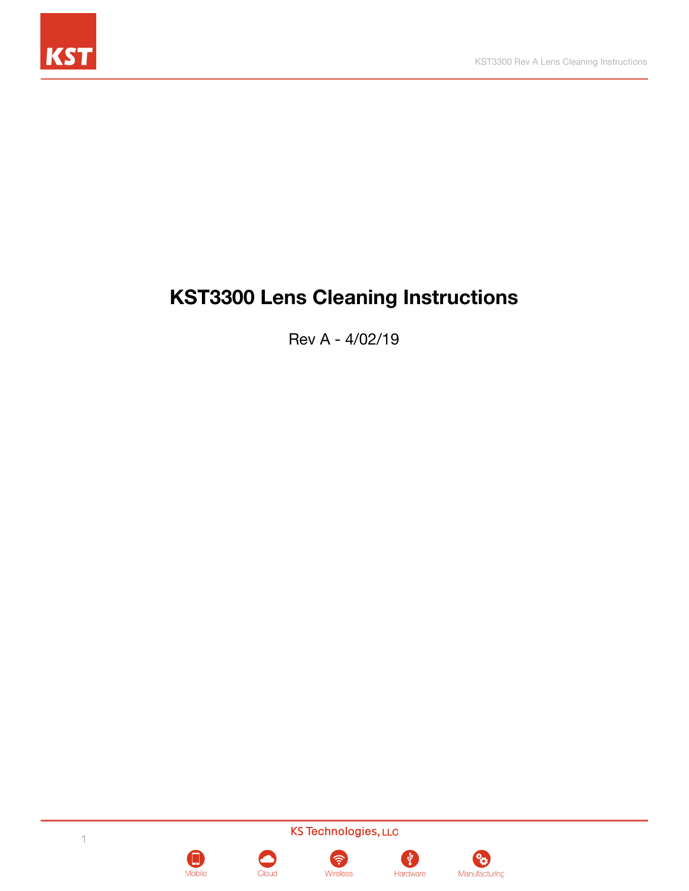# KST3300 Lens Cleaning Instructions

Rev A - 4/02/19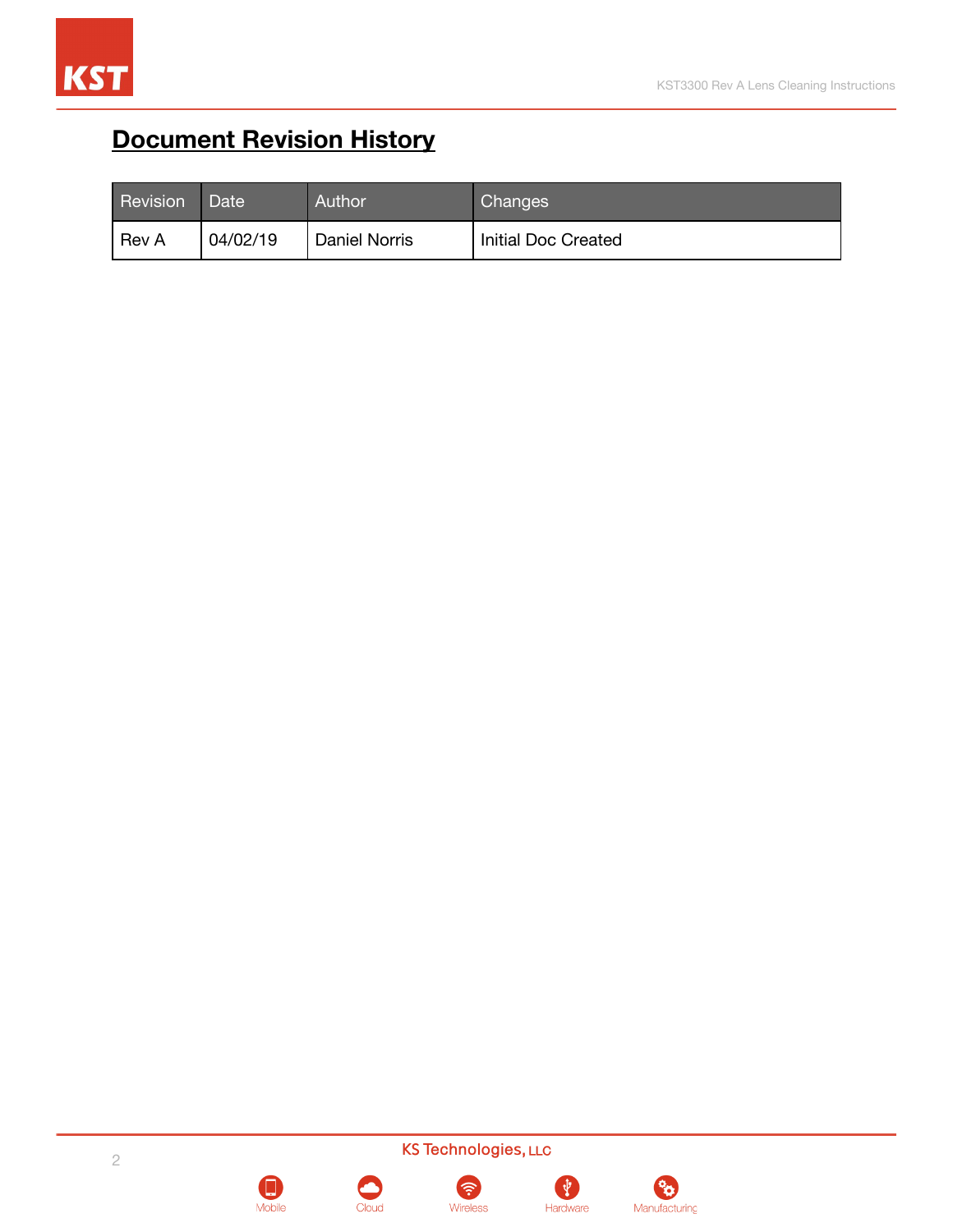## Document Revision History

| Revision | Date | Author | Changes |
|---|---|---|---|
| Rev A | 04/02/19 | Daniel Norris | Initial Doc Created |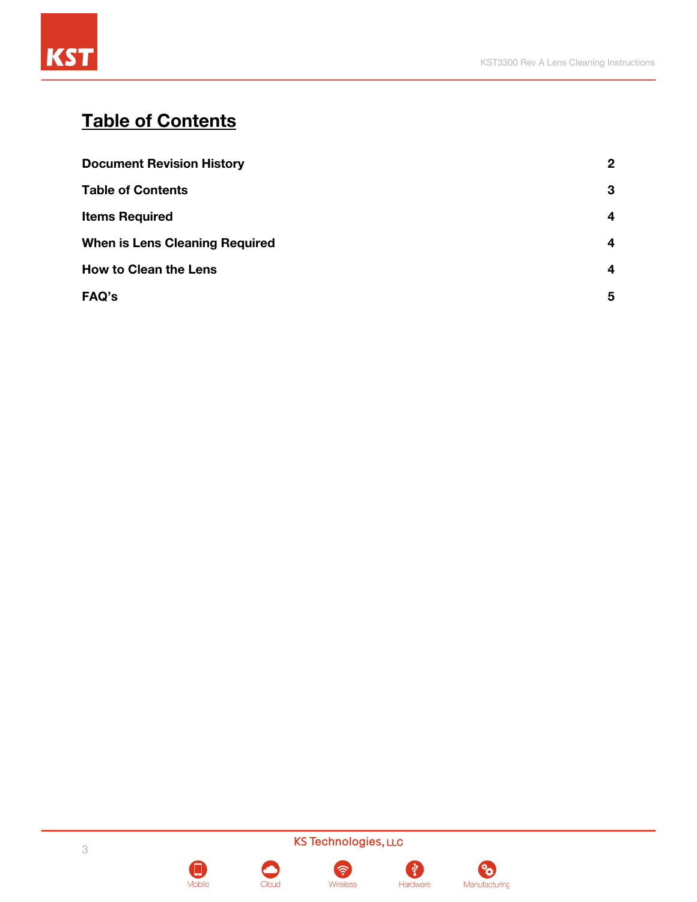# Table of Contents

| | |
|---|---|
| **Document Revision History** | **2** |
| **Table of Contents** | **3** |
| **Items Required** | **4** |
| **When is Lens Cleaning Required** | **4** |
| **How to Clean the Lens** | **4** |
| **FAQ's** | **5** |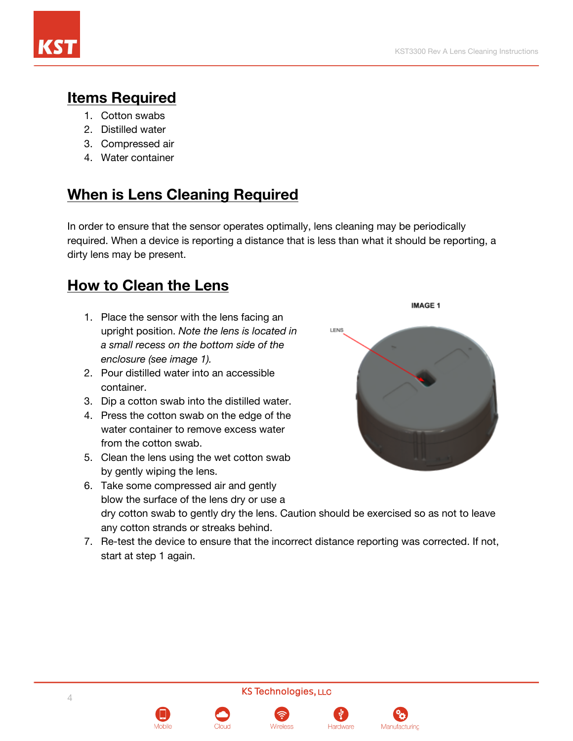## Items Required

1. Cotton swabs
2. Distilled water
3. Compressed air
4. Water container

## When is Lens Cleaning Required

In order to ensure that the sensor operates optimally, lens cleaning may be periodically required. When a device is reporting a distance that is less than what it should be reporting, a dirty lens may be present.

## How to Clean the Lens

IMAGE 1

LENS

1. Place the sensor with the lens facing an upright position. *Note the lens is located in a small recess on the bottom side of the enclosure (see image 1).*
2. Pour distilled water into an accessible container.
3. Dip a cotton swab into the distilled water.
4. Press the cotton swab on the edge of the water container to remove excess water from the cotton swab.
5. Clean the lens using the wet cotton swab by gently wiping the lens.
6. Take some compressed air and gently blow the surface of the lens dry or use a dry cotton swab to gently dry the lens. Caution should be exercised so as not to leave any cotton strands or streaks behind.
7. Re-test the device to ensure that the incorrect distance reporting was corrected. If not, start at step 1 again.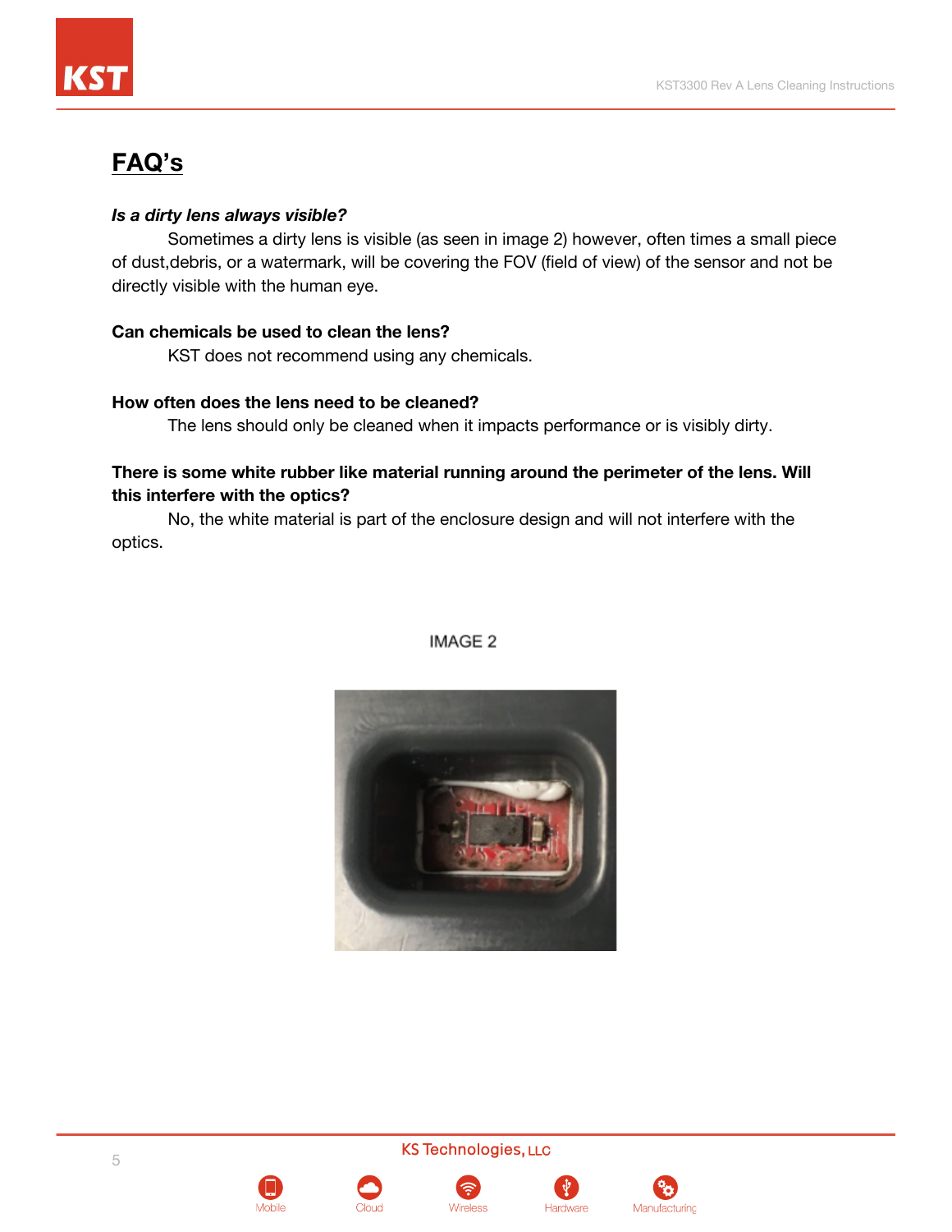## FAQ's

***Is a dirty lens always visible?***

Sometimes a dirty lens is visible (as seen in image 2) however, often times a small piece of dust,debris, or a watermark, will be covering the FOV (field of view) of the sensor and not be directly visible with the human eye.

**Can chemicals be used to clean the lens?**

KST does not recommend using any chemicals.

**How often does the lens need to be cleaned?**

The lens should only be cleaned when it impacts performance or is visibly dirty.

**There is some white rubber like material running around the perimeter of the lens. Will this interfere with the optics?**

No, the white material is part of the enclosure design and will not interfere with the optics.

IMAGE 2